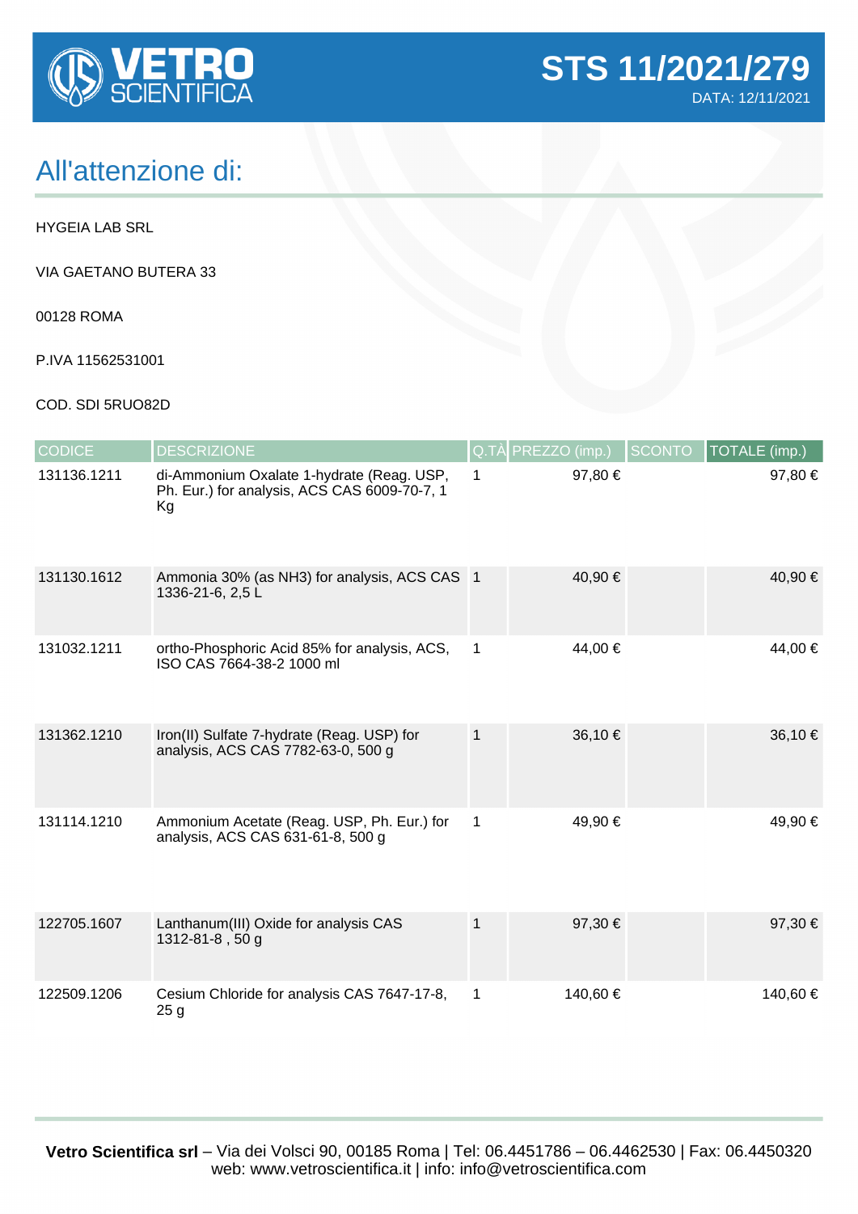# VETRO SCIENTIFICA

## STS 11/2021/279

DATA: 12/11/2021

# All'attenzione di:

HYGEIA LAB SRL

VIA GAETANO BUTERA 33

00128 ROMA

P.IVA 11562531001

COD. SDI 5RUO82D

| CODICE | DESCRIZIONE | Q.TÀ | PREZZO (imp.) | SCONTO | TOTALE (imp.) |
|---|---|---|---|---|---|
| 131136.1211 | di-Ammonium Oxalate 1-hydrate (Reag. USP, Ph. Eur.) for analysis, ACS CAS 6009-70-7, 1 Kg | 1 | 97,80 € | | 97,80 € |
| 131130.1612 | Ammonia 30% (as NH3) for analysis, ACS CAS 1336-21-6, 2,5 L | 1 | 40,90 € | | 40,90 € |
| 131032.1211 | ortho-Phosphoric Acid 85% for analysis, ACS, ISO CAS 7664-38-2 1000 ml | 1 | 44,00 € | | 44,00 € |
| 131362.1210 | Iron(II) Sulfate 7-hydrate (Reag. USP) for analysis, ACS CAS 7782-63-0, 500 g | 1 | 36,10 € | | 36,10 € |
| 131114.1210 | Ammonium Acetate (Reag. USP, Ph. Eur.) for analysis, ACS CAS 631-61-8, 500 g | 1 | 49,90 € | | 49,90 € |
| 122705.1607 | Lanthanum(III) Oxide for analysis CAS 1312-81-8 , 50 g | 1 | 97,30 € | | 97,30 € |
| 122509.1206 | Cesium Chloride for analysis CAS 7647-17-8, 25 g | 1 | 140,60 € | | 140,60 € |

**Vetro Scientifica srl** – Via dei Volsci 90, 00185 Roma | Tel: 06.4451786 – 06.4462530 | Fax: 06.4450320
web: www.vetroscientifica.it | info: info@vetroscientifica.com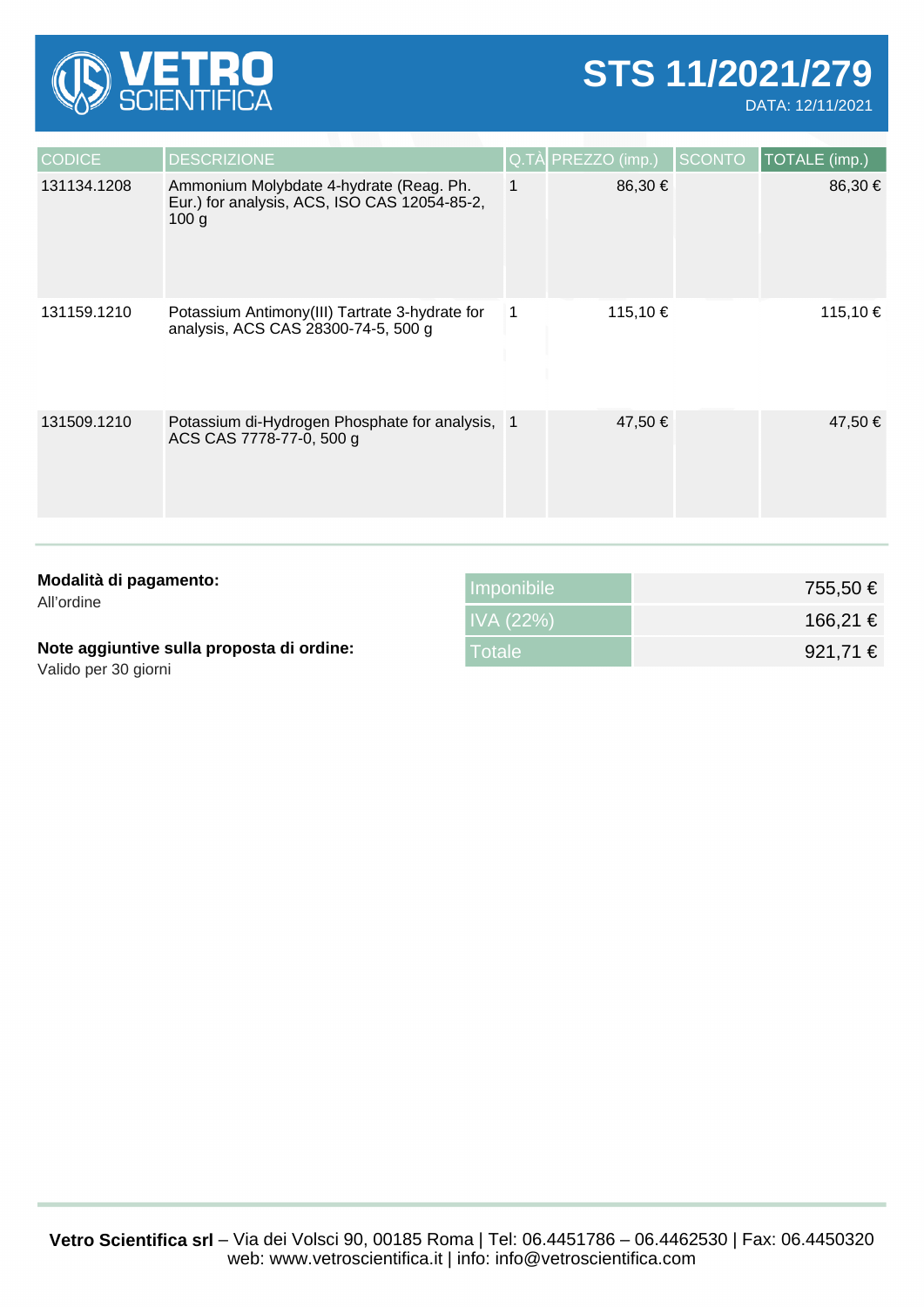# VETRO SCIENTIFICA

# STS 11/2021/279

DATA: 12/11/2021

| CODICE | DESCRIZIONE | Q.TÀ | PREZZO (imp.) | SCONTO | TOTALE (imp.) |
|---|---|---|---|---|---|
| 131134.1208 | Ammonium Molybdate 4-hydrate (Reag. Ph. Eur.) for analysis, ACS, ISO CAS 12054-85-2, 100 g | 1 | 86,30 € | | 86,30 € |
| 131159.1210 | Potassium Antimony(III) Tartrate 3-hydrate for analysis, ACS CAS 28300-74-5, 500 g | 1 | 115,10 € | | 115,10 € |
| 131509.1210 | Potassium di-Hydrogen Phosphate for analysis, ACS CAS 7778-77-0, 500 g | 1 | 47,50 € | | 47,50 € |

**Modalità di pagamento:**
All'ordine

**Note aggiuntive sulla proposta di ordine:**
Valido per 30 giorni

| | |
|---|---|
| Imponibile | 755,50 € |
| IVA (22%) | 166,21 € |
| Totale | 921,71 € |

**Vetro Scientifica srl** – Via dei Volsci 90, 00185 Roma | Tel: 06.4451786 – 06.4462530 | Fax: 06.4450320
web: www.vetroscientifica.it | info: info@vetroscientifica.com